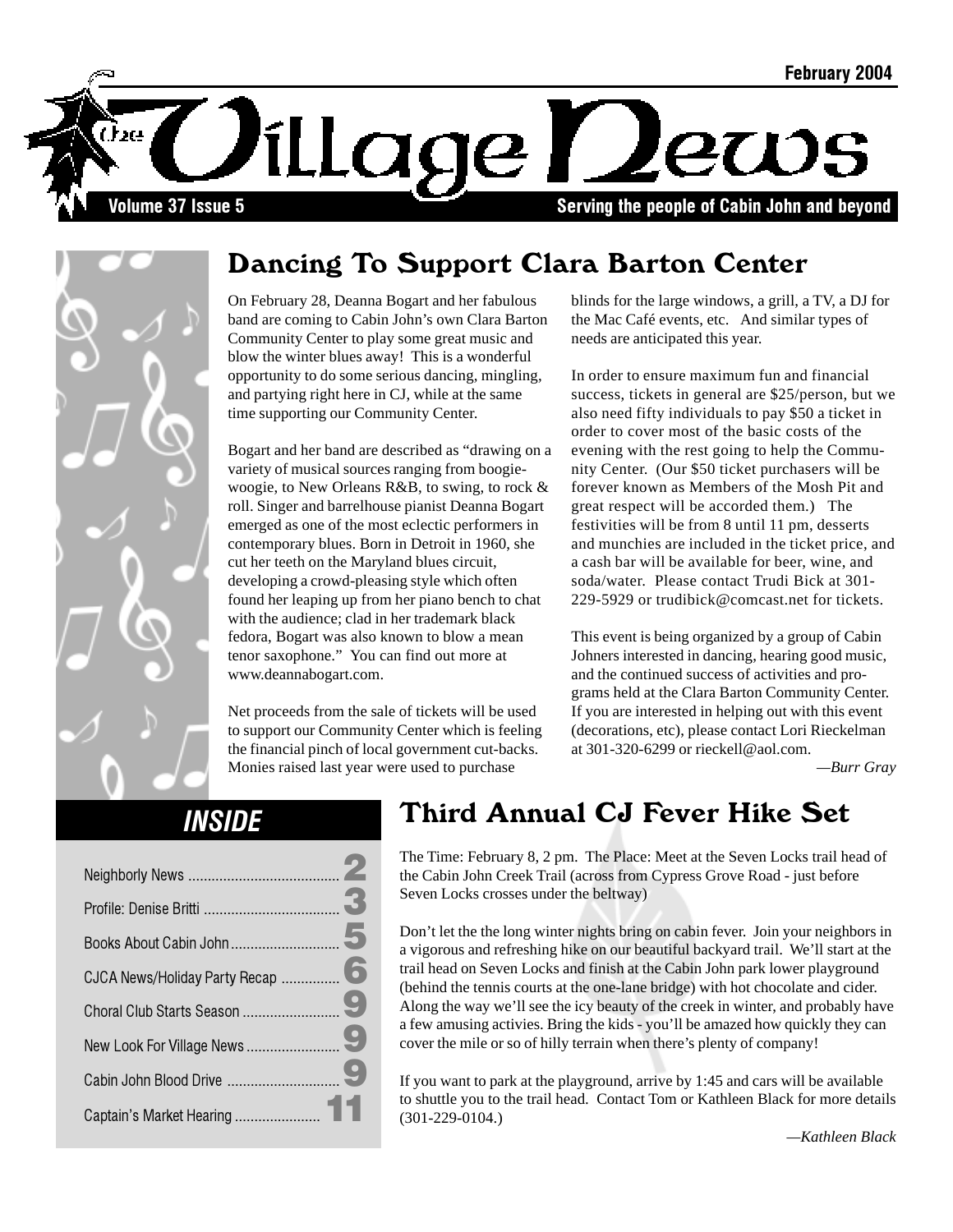February 2004

# The Village News

Volume 37 Issue 5 — Serving the people of Cabin John and beyond

## Dancing To Support Clara Barton Center

On February 28, Deanna Bogart and her fabulous band are coming to Cabin John's own Clara Barton Community Center to play some great music and blow the winter blues away! This is a wonderful opportunity to do some serious dancing, mingling, and partying right here in CJ, while at the same time supporting our Community Center.

Bogart and her band are described as "drawing on a variety of musical sources ranging from boogie-woogie, to New Orleans R&B, to swing, to rock & roll. Singer and barrelhouse pianist Deanna Bogart emerged as one of the most eclectic performers in contemporary blues. Born in Detroit in 1960, she cut her teeth on the Maryland blues circuit, developing a crowd-pleasing style which often found her leaping up from her piano bench to chat with the audience; clad in her trademark black fedora, Bogart was also known to blow a mean tenor saxophone." You can find out more at www.deannabogart.com.

Net proceeds from the sale of tickets will be used to support our Community Center which is feeling the financial pinch of local government cut-backs. Monies raised last year were used to purchase blinds for the large windows, a grill, a TV, a DJ for the Mac Café events, etc. And similar types of needs are anticipated this year.

In order to ensure maximum fun and financial success, tickets in general are $25/person, but we also need fifty individuals to pay $50 a ticket in order to cover most of the basic costs of the evening with the rest going to help the Community Center. (Our $50 ticket purchasers will be forever known as Members of the Mosh Pit and great respect will be accorded them.) The festivities will be from 8 until 11 pm, desserts and munchies are included in the ticket price, and a cash bar will be available for beer, wine, and soda/water. Please contact Trudi Bick at 301-229-5929 or trudibick@comcast.net for tickets.

This event is being organized by a group of Cabin Johners interested in dancing, hearing good music, and the continued success of activities and programs held at the Clara Barton Community Center. If you are interested in helping out with this event (decorations, etc), please contact Lori Rieckelman at 301-320-6299 or rieckell@aol.com.

*—Burr Gray*

## INSIDE

| | |
|---|---|
| Neighborly News | 2 |
| Profile: Denise Britti | 3 |
| Books About Cabin John | 5 |
| CJCA News/Holiday Party Recap | 6 |
| Choral Club Starts Season | 9 |
| New Look For Village News | 9 |
| Cabin John Blood Drive | 9 |
| Captain's Market Hearing | 11 |

## Third Annual CJ Fever Hike Set

The Time: February 8, 2 pm. The Place: Meet at the Seven Locks trail head of the Cabin John Creek Trail (across from Cypress Grove Road - just before Seven Locks crosses under the beltway)

Don't let the the long winter nights bring on cabin fever. Join your neighbors in a vigorous and refreshing hike on our beautiful backyard trail. We'll start at the trail head on Seven Locks and finish at the Cabin John park lower playground (behind the tennis courts at the one-lane bridge) with hot chocolate and cider. Along the way we'll see the icy beauty of the creek in winter, and probably have a few amusing activies. Bring the kids - you'll be amazed how quickly they can cover the mile or so of hilly terrain when there's plenty of company!

If you want to park at the playground, arrive by 1:45 and cars will be available to shuttle you to the trail head. Contact Tom or Kathleen Black for more details (301-229-0104.)

*—Kathleen Black*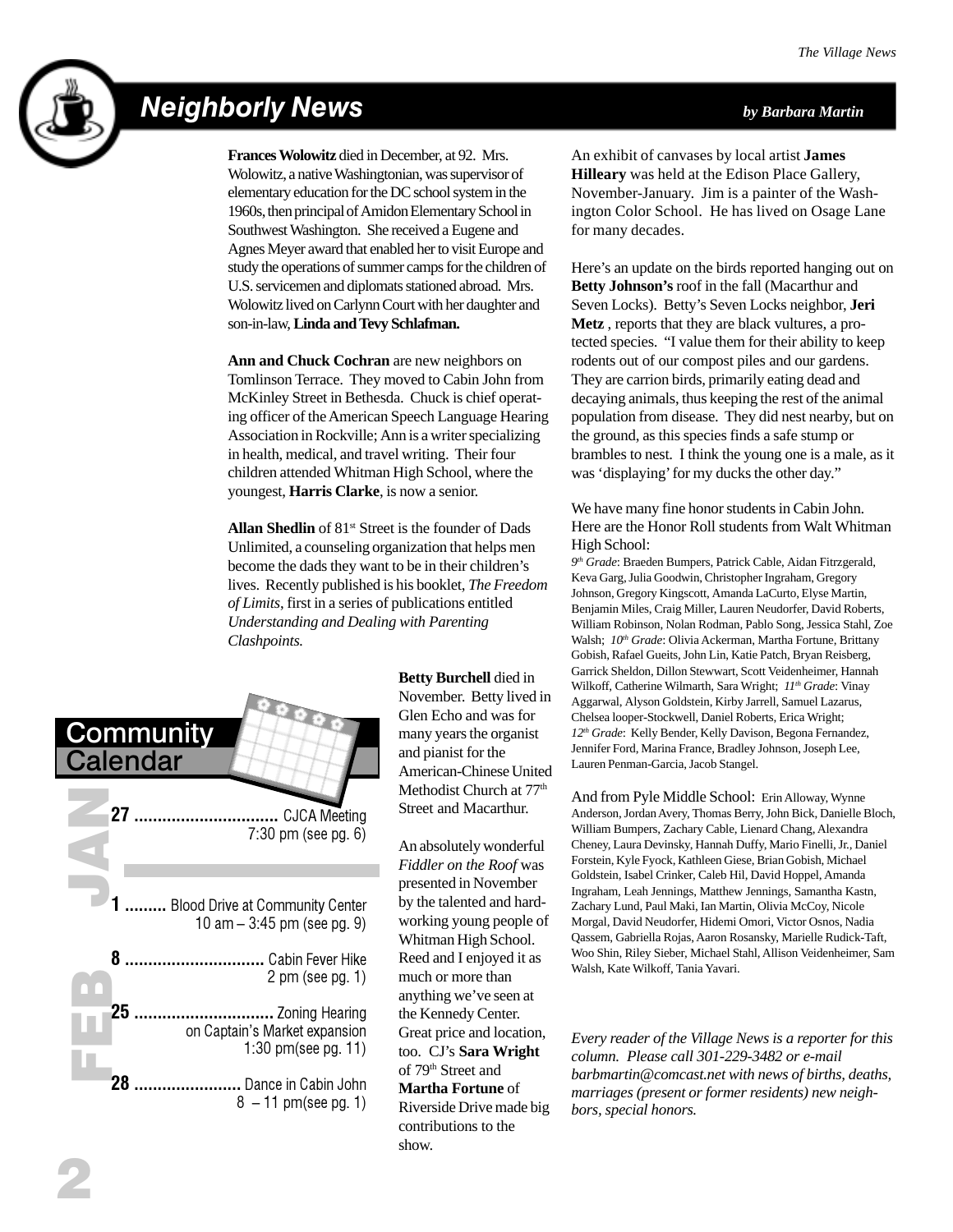# Neighborly News

*by Barbara Martin*

**Frances Wolowitz** died in December, at 92. Mrs. Wolowitz, a native Washingtonian, was supervisor of elementary education for the DC school system in the 1960s, then principal of Amidon Elementary School in Southwest Washington. She received a Eugene and Agnes Meyer award that enabled her to visit Europe and study the operations of summer camps for the children of U.S. servicemen and diplomats stationed abroad. Mrs. Wolowitz lived on Carlynn Court with her daughter and son-in-law, **Linda and Tevy Schlafman.**

**Ann and Chuck Cochran** are new neighbors on Tomlinson Terrace. They moved to Cabin John from McKinley Street in Bethesda. Chuck is chief operating officer of the American Speech Language Hearing Association in Rockville; Ann is a writer specializing in health, medical, and travel writing. Their four children attended Whitman High School, where the youngest, **Harris Clarke**, is now a senior.

**Allan Shedlin** of 81st Street is the founder of Dads Unlimited, a counseling organization that helps men become the dads they want to be in their children's lives. Recently published is his booklet, *The Freedom of Limits*, first in a series of publications entitled *Understanding and Dealing with Parenting Clashpoints.*

**Betty Burchell** died in November. Betty lived in Glen Echo and was for many years the organist and pianist for the American-Chinese United Methodist Church at 77th Street and Macarthur.

An absolutely wonderful *Fiddler on the Roof* was presented in November by the talented and hard-working young people of Whitman High School. Reed and I enjoyed it as much or more than anything we've seen at the Kennedy Center. Great price and location, too. CJ's **Sara Wright** of 79th Street and **Martha Fortune** of Riverside Drive made big contributions to the show.

An exhibit of canvases by local artist **James Hilleary** was held at the Edison Place Gallery, November-January. Jim is a painter of the Washington Color School. He has lived on Osage Lane for many decades.

Here's an update on the birds reported hanging out on **Betty Johnson's** roof in the fall (Macarthur and Seven Locks). Betty's Seven Locks neighbor, **Jeri Metz** , reports that they are black vultures, a protected species. "I value them for their ability to keep rodents out of our compost piles and our gardens. They are carrion birds, primarily eating dead and decaying animals, thus keeping the rest of the animal population from disease. They did not nest nearby, but on the ground, as this species finds a safe stump or brambles to nest. I think the young one is a male, as it was 'displaying' for my ducks the other day."

We have many fine honor students in Cabin John. Here are the Honor Roll students from Walt Whitman High School:

*9th Grade*: Braeden Bumpers, Patrick Cable, Aidan Fitrzgerald, Keva Garg, Julia Goodwin, Christopher Ingraham, Gregory Johnson, Gregory Kingscott, Amanda LaCurto, Elyse Martin, Benjamin Miles, Craig Miller, Lauren Neudorfer, David Roberts, William Robinson, Nolan Rodman, Pablo Song, Jessica Stahl, Zoe Walsh; *10th Grade*: Olivia Ackerman, Martha Fortune, Brittany Gobish, Rafael Gueits, John Lin, Katie Patch, Bryan Reisberg, Garrick Sheldon, Dillon Stewwart, Scott Veidenheimer, Hannah Wilkoff, Catherine Wilmarth, Sara Wright; *11th Grade*: Vinay Aggarwal, Alyson Goldstein, Kirby Jarrell, Samuel Lazarus, Chelsea looper-Stockwell, Daniel Roberts, Erica Wright; *12th Grade*: Kelly Bender, Kelly Davison, Begona Fernandez, Jennifer Ford, Marina France, Bradley Johnson, Joseph Lee, Lauren Penman-Garcia, Jacob Stangel.

And from Pyle Middle School: Erin Alloway, Wynne Anderson, Jordan Avery, Thomas Berry, John Bick, Danielle Bloch, William Bumpers, Zachary Cable, Lienard Chang, Alexandra Cheney, Laura Devinsky, Hannah Duffy, Mario Finelli, Jr., Daniel Forstein, Kyle Fyock, Kathleen Giese, Brian Gobish, Michael Goldstein, Isabel Crinker, Caleb Hil, David Hoppel, Amanda Ingraham, Leah Jennings, Matthew Jennings, Samantha Kastn, Zachary Lund, Paul Maki, Ian Martin, Olivia McCoy, Nicole Morgal, David Neudorfer, Hidemi Omori, Victor Osnos, Nadia Qassem, Gabriella Rojas, Aaron Rosansky, Marielle Rudick-Taft, Woo Shin, Riley Sieber, Michael Stahl, Allison Veidenheimer, Sam Walsh, Kate Wilkoff, Tania Yavari.

*Every reader of the Village News is a reporter for this column. Please call 301-229-3482 or e-mail barbmartin@comcast.net with news of births, deaths, marriages (present or former residents) new neighbors, special honors.*

## Community Calendar

**JAN**

**27** ............................... CJCA Meeting 7:30 pm (see pg. 6)

**FEB**

**1** ......... Blood Drive at Community Center 10 am – 3:45 pm (see pg. 9)

**8** .............................. Cabin Fever Hike 2 pm (see pg. 1)

**25** .............................. Zoning Hearing on Captain's Market expansion 1:30 pm(see pg. 11)

**28** ....................... Dance in Cabin John 8 – 11 pm(see pg. 1)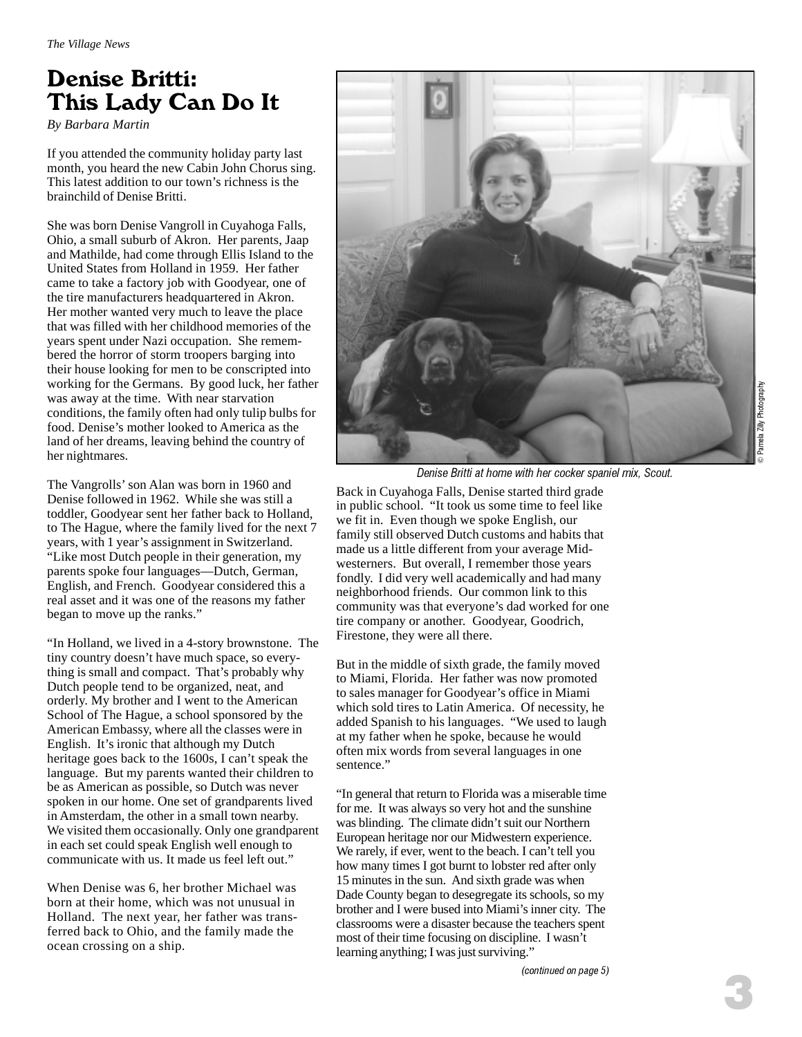# Denise Britti: This Lady Can Do It

*By Barbara Martin*

If you attended the community holiday party last month, you heard the new Cabin John Chorus sing. This latest addition to our town's richness is the brainchild of Denise Britti.

She was born Denise Vangroll in Cuyahoga Falls, Ohio, a small suburb of Akron. Her parents, Jaap and Mathilde, had come through Ellis Island to the United States from Holland in 1959. Her father came to take a factory job with Goodyear, one of the tire manufacturers headquartered in Akron. Her mother wanted very much to leave the place that was filled with her childhood memories of the years spent under Nazi occupation. She remembered the horror of storm troopers barging into their house looking for men to be conscripted into working for the Germans. By good luck, her father was away at the time. With near starvation conditions, the family often had only tulip bulbs for food. Denise's mother looked to America as the land of her dreams, leaving behind the country of her nightmares.

The Vangrolls' son Alan was born in 1960 and Denise followed in 1962. While she was still a toddler, Goodyear sent her father back to Holland, to The Hague, where the family lived for the next 7 years, with 1 year's assignment in Switzerland. "Like most Dutch people in their generation, my parents spoke four languages—Dutch, German, English, and French. Goodyear considered this a real asset and it was one of the reasons my father began to move up the ranks."

"In Holland, we lived in a 4-story brownstone. The tiny country doesn't have much space, so everything is small and compact. That's probably why Dutch people tend to be organized, neat, and orderly. My brother and I went to the American School of The Hague, a school sponsored by the American Embassy, where all the classes were in English. It's ironic that although my Dutch heritage goes back to the 1600s, I can't speak the language. But my parents wanted their children to be as American as possible, so Dutch was never spoken in our home. One set of grandparents lived in Amsterdam, the other in a small town nearby. We visited them occasionally. Only one grandparent in each set could speak English well enough to communicate with us. It made us feel left out."

When Denise was 6, her brother Michael was born at their home, which was not unusual in Holland. The next year, her father was transferred back to Ohio, and the family made the ocean crossing on a ship.

*Denise Britti at home with her cocker spaniel mix, Scout.*

© Pamela Zilly Photography

Back in Cuyahoga Falls, Denise started third grade in public school. "It took us some time to feel like we fit in. Even though we spoke English, our family still observed Dutch customs and habits that made us a little different from your average Midwesterners. But overall, I remember those years fondly. I did very well academically and had many neighborhood friends. Our common link to this community was that everyone's dad worked for one tire company or another. Goodyear, Goodrich, Firestone, they were all there.

But in the middle of sixth grade, the family moved to Miami, Florida. Her father was now promoted to sales manager for Goodyear's office in Miami which sold tires to Latin America. Of necessity, he added Spanish to his languages. "We used to laugh at my father when he spoke, because he would often mix words from several languages in one sentence."

"In general that return to Florida was a miserable time for me. It was always so very hot and the sunshine was blinding. The climate didn't suit our Northern European heritage nor our Midwestern experience. We rarely, if ever, went to the beach. I can't tell you how many times I got burnt to lobster red after only 15 minutes in the sun. And sixth grade was when Dade County began to desegregate its schools, so my brother and I were bused into Miami's inner city. The classrooms were a disaster because the teachers spent most of their time focusing on discipline. I wasn't learning anything; I was just surviving."

*(continued on page 5)*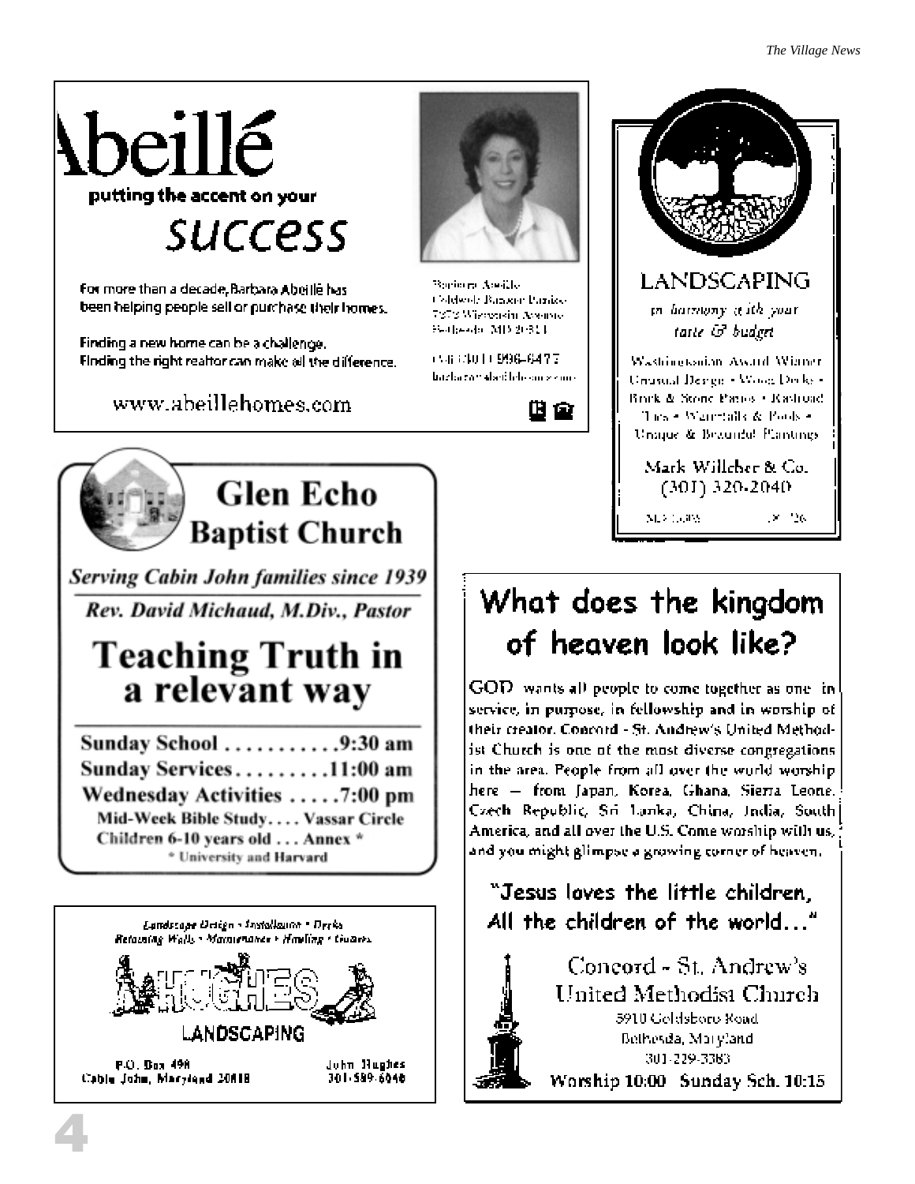# Abeillé

putting the accent on your

**success**

For more than a decade, Barbara Abeillé has been helping people sell or purchase their homes.

Finding a new home can be a challenge.
Finding the right realtor can make all the difference.

www.abeillehomes.com

Barbara Abeillé
Coldwell Banker Pardoe
7272 Wisconsin Avenue
Bethesda, MD 20814

(Of) (301) 906-6477
barbara@abeillehomes.com

---

# LANDSCAPING

*in harmony with your taste & budget*

Washingtonian Award Winner
Unusual Design • Wood Decks •
Brick & Stone Patios • Railroad
Ties • Waterfalls & Pools •
Unique & Beautiful Plantings

Mark Willcher & Co.
(301) 320-2040

---

# Glen Echo Baptist Church

***Serving Cabin John families since 1939***

***Rev. David Michaud, M.Div., Pastor***

## Teaching Truth in a relevant way

**Sunday School . . . . . . . . . . . 9:30 am**
**Sunday Services . . . . . . . . . 11:00 am**
**Wednesday Activities . . . . . 7:00 pm**
**Mid-Week Bible Study. . . . Vassar Circle**
**Children 6-10 years old . . . Annex ***
\* University and Harvard

---

# What does the kingdom of heaven look like?

GOD wants all people to come together as one in service, in purpose, in fellowship and in worship of their creator. Concord - St. Andrew's United Methodist Church is one of the most diverse congregations in the area. People from all over the world worship here — from Japan, Korea, Ghana, Sierra Leone, Czech Republic, Sri Lanka, China, India, South America, and all over the U.S. Come worship with us, and you might glimpse a growing corner of heaven.

"Jesus loves the little children,
All the children of the world..."

Concord - St. Andrew's
United Methodist Church
5910 Goldsboro Road
Bethesda, Maryland
301-229-3383
**Worship 10:00 Sunday Sch. 10:15**

---

*Landscape Design • Installation • Decks*
*Retaining Walls • Maintenance • Hauling • Gutters*

# HUGHES

LANDSCAPING

P.O. Box 498
Cabin John, Maryland 20818

John Hughes
301-589-6040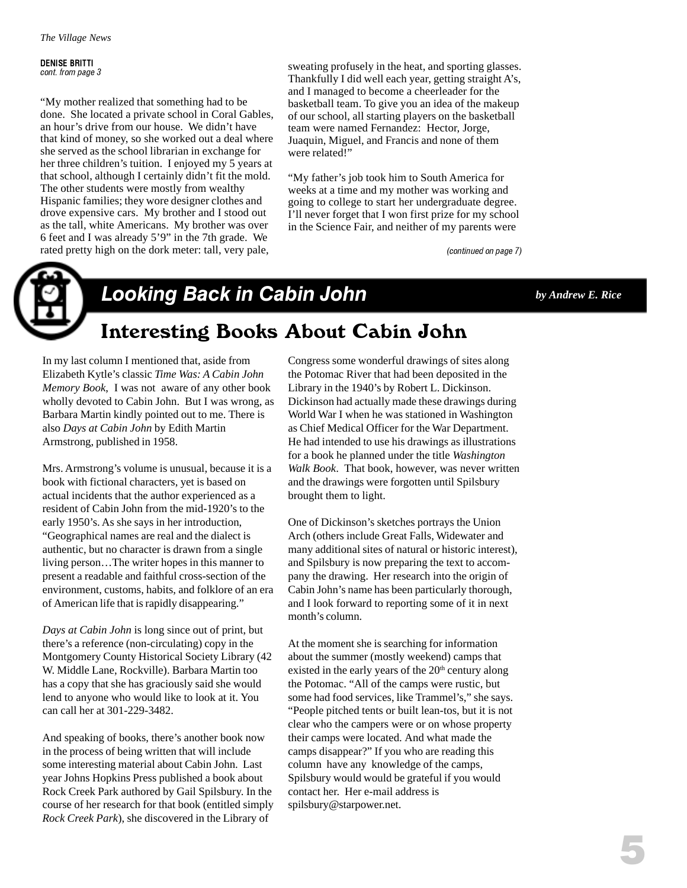**DENISE BRITTI**
*cont. from page 3*

"My mother realized that something had to be done. She located a private school in Coral Gables, an hour's drive from our house. We didn't have that kind of money, so she worked out a deal where she served as the school librarian in exchange for her three children's tuition. I enjoyed my 5 years at that school, although I certainly didn't fit the mold. The other students were mostly from wealthy Hispanic families; they wore designer clothes and drove expensive cars. My brother and I stood out as the tall, white Americans. My brother was over 6 feet and I was already 5'9" in the 7th grade. We rated pretty high on the dork meter: tall, very pale, sweating profusely in the heat, and sporting glasses. Thankfully I did well each year, getting straight A's, and I managed to become a cheerleader for the basketball team. To give you an idea of the makeup of our school, all starting players on the basketball team were named Fernandez: Hector, Jorge, Juaquin, Miguel, and Francis and none of them were related!"

"My father's job took him to South America for weeks at a time and my mother was working and going to college to start her undergraduate degree. I'll never forget that I won first prize for my school in the Science Fair, and neither of my parents were

*(continued on page 7)*

## Looking Back in Cabin John

***by Andrew E. Rice***

# Interesting Books About Cabin John

In my last column I mentioned that, aside from Elizabeth Kytle's classic *Time Was: A Cabin John Memory Book*, I was not aware of any other book wholly devoted to Cabin John. But I was wrong, as Barbara Martin kindly pointed out to me. There is also *Days at Cabin John* by Edith Martin Armstrong, published in 1958.

Mrs. Armstrong's volume is unusual, because it is a book with fictional characters, yet is based on actual incidents that the author experienced as a resident of Cabin John from the mid-1920's to the early 1950's. As she says in her introduction, "Geographical names are real and the dialect is authentic, but no character is drawn from a single living person…The writer hopes in this manner to present a readable and faithful cross-section of the environment, customs, habits, and folklore of an era of American life that is rapidly disappearing."

*Days at Cabin John* is long since out of print, but there's a reference (non-circulating) copy in the Montgomery County Historical Society Library (42 W. Middle Lane, Rockville). Barbara Martin too has a copy that she has graciously said she would lend to anyone who would like to look at it. You can call her at 301-229-3482.

And speaking of books, there's another book now in the process of being written that will include some interesting material about Cabin John. Last year Johns Hopkins Press published a book about Rock Creek Park authored by Gail Spilsbury. In the course of her research for that book (entitled simply *Rock Creek Park*), she discovered in the Library of Congress some wonderful drawings of sites along the Potomac River that had been deposited in the Library in the 1940's by Robert L. Dickinson. Dickinson had actually made these drawings during World War I when he was stationed in Washington as Chief Medical Officer for the War Department. He had intended to use his drawings as illustrations for a book he planned under the title *Washington Walk Book*. That book, however, was never written and the drawings were forgotten until Spilsbury brought them to light.

One of Dickinson's sketches portrays the Union Arch (others include Great Falls, Widewater and many additional sites of natural or historic interest), and Spilsbury is now preparing the text to accompany the drawing. Her research into the origin of Cabin John's name has been particularly thorough, and I look forward to reporting some of it in next month's column.

At the moment she is searching for information about the summer (mostly weekend) camps that existed in the early years of the 20th century along the Potomac. "All of the camps were rustic, but some had food services, like Trammel's," she says. "People pitched tents or built lean-tos, but it is not clear who the campers were or on whose property their camps were located. And what made the camps disappear?" If you who are reading this column have any knowledge of the camps, Spilsbury would would be grateful if you would contact her. Her e-mail address is spilsbury@starpower.net.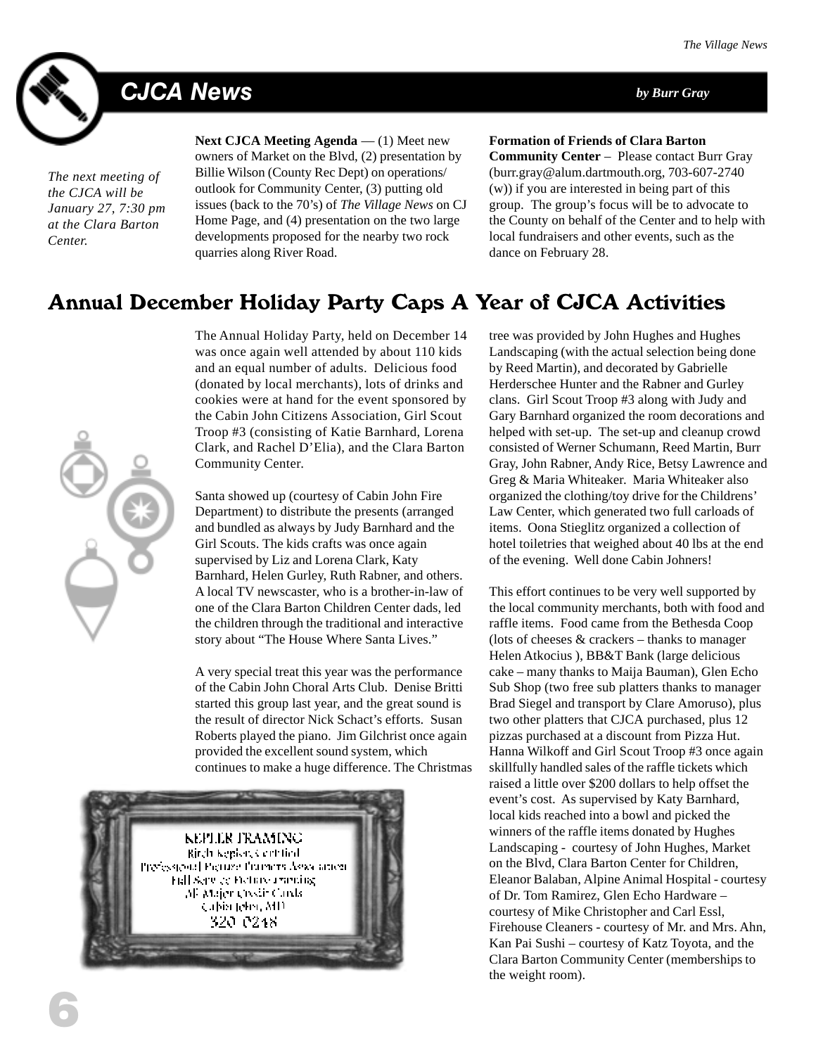## CJCA News

*by Burr Gray*

*The next meeting of the CJCA will be January 27, 7:30 pm at the Clara Barton Center.*

**Next CJCA Meeting Agenda** — (1) Meet new owners of Market on the Blvd, (2) presentation by Billie Wilson (County Rec Dept) on operations/ outlook for Community Center, (3) putting old issues (back to the 70's) of *The Village News* on CJ Home Page, and (4) presentation on the two large developments proposed for the nearby two rock quarries along River Road.

**Formation of Friends of Clara Barton Community Center** – Please contact Burr Gray (burr.gray@alum.dartmouth.org, 703-607-2740 (w)) if you are interested in being part of this group. The group's focus will be to advocate to the County on behalf of the Center and to help with local fundraisers and other events, such as the dance on February 28.

## Annual December Holiday Party Caps A Year of CJCA Activities

The Annual Holiday Party, held on December 14 was once again well attended by about 110 kids and an equal number of adults. Delicious food (donated by local merchants), lots of drinks and cookies were at hand for the event sponsored by the Cabin John Citizens Association, Girl Scout Troop #3 (consisting of Katie Barnhard, Lorena Clark, and Rachel D'Elia), and the Clara Barton Community Center.

Santa showed up (courtesy of Cabin John Fire Department) to distribute the presents (arranged and bundled as always by Judy Barnhard and the Girl Scouts. The kids crafts was once again supervised by Liz and Lorena Clark, Katy Barnhard, Helen Gurley, Ruth Rabner, and others. A local TV newscaster, who is a brother-in-law of one of the Clara Barton Children Center dads, led the children through the traditional and interactive story about "The House Where Santa Lives."

A very special treat this year was the performance of the Cabin John Choral Arts Club. Denise Britti started this group last year, and the great sound is the result of director Nick Schact's efforts. Susan Roberts played the piano. Jim Gilchrist once again provided the excellent sound system, which continues to make a huge difference. The Christmas tree was provided by John Hughes and Hughes Landscaping (with the actual selection being done by Reed Martin), and decorated by Gabrielle Herderschee Hunter and the Rabner and Gurley clans. Girl Scout Troop #3 along with Judy and Gary Barnhard organized the room decorations and helped with set-up. The set-up and cleanup crowd consisted of Werner Schumann, Reed Martin, Burr Gray, John Rabner, Andy Rice, Betsy Lawrence and Greg & Maria Whiteaker. Maria Whiteaker also organized the clothing/toy drive for the Childrens' Law Center, which generated two full carloads of items. Oona Stieglitz organized a collection of hotel toiletries that weighed about 40 lbs at the end of the evening. Well done Cabin Johners!

This effort continues to be very well supported by the local community merchants, both with food and raffle items. Food came from the Bethesda Coop (lots of cheeses & crackers – thanks to manager Helen Atkocius ), BB&T Bank (large delicious cake – many thanks to Maija Bauman), Glen Echo Sub Shop (two free sub platters thanks to manager Brad Siegel and transport by Clare Amoruso), plus two other platters that CJCA purchased, plus 12 pizzas purchased at a discount from Pizza Hut. Hanna Wilkoff and Girl Scout Troop #3 once again skillfully handled sales of the raffle tickets which raised a little over $200 dollars to help offset the event's cost. As supervised by Katy Barnhard, local kids reached into a bowl and picked the winners of the raffle items donated by Hughes Landscaping - courtesy of John Hughes, Market on the Blvd, Clara Barton Center for Children, Eleanor Balaban, Alpine Animal Hospital - courtesy of Dr. Tom Ramirez, Glen Echo Hardware – courtesy of Mike Christopher and Carl Essl, Firehouse Cleaners - courtesy of Mr. and Mrs. Ahn, Kan Pai Sushi – courtesy of Katz Toyota, and the Clara Barton Community Center (memberships to the weight room).

KEPLER FRAMING
Birch Kepler, Certified
Professional Picture Framers Association
Full Service Picture Framing
All Major Credit Cards
Cabin John, MD
320 0218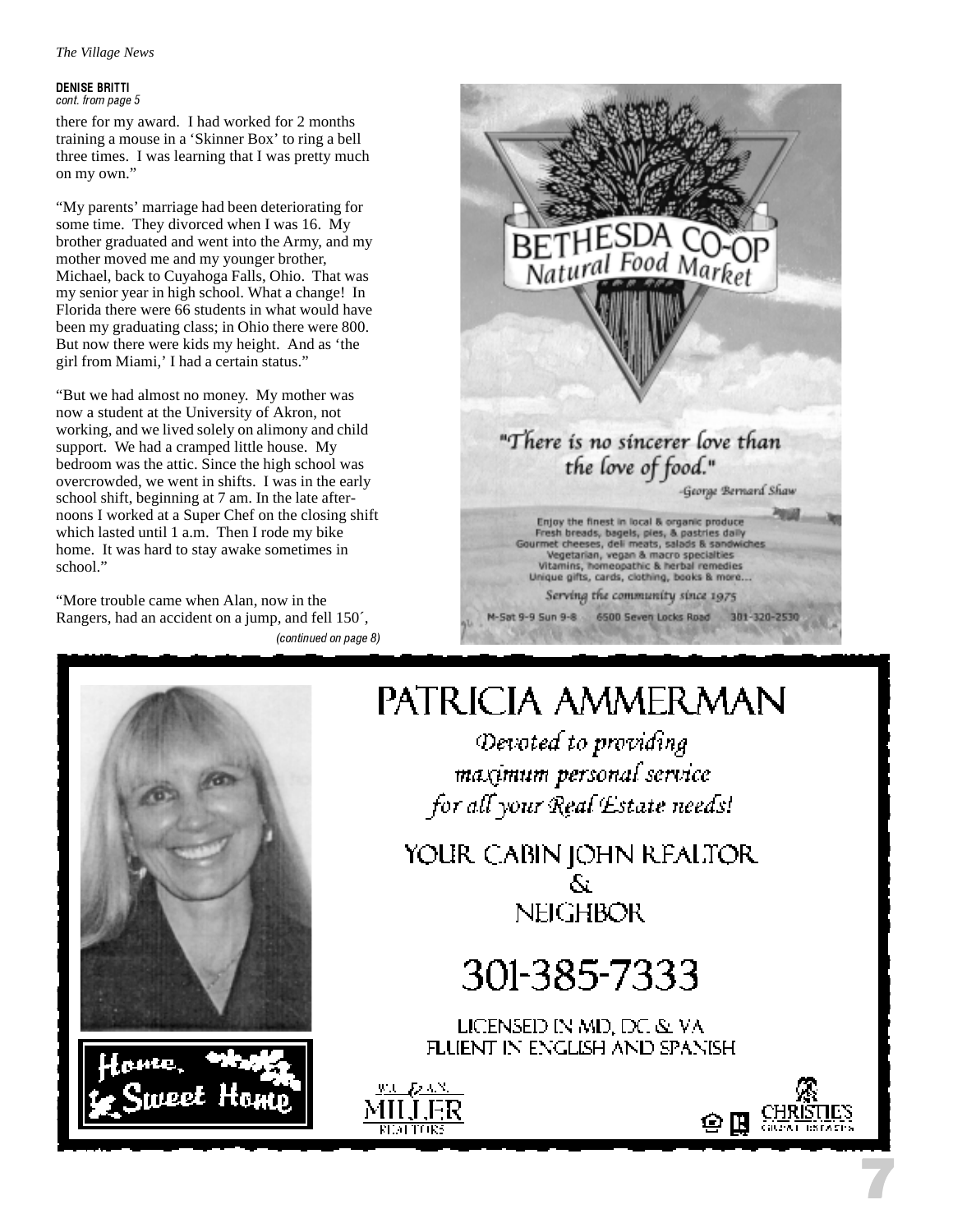**DENISE BRITTI**
*cont. from page 5*

there for my award. I had worked for 2 months training a mouse in a 'Skinner Box' to ring a bell three times. I was learning that I was pretty much on my own."

"My parents' marriage had been deteriorating for some time. They divorced when I was 16. My brother graduated and went into the Army, and my mother moved me and my younger brother, Michael, back to Cuyahoga Falls, Ohio. That was my senior year in high school. What a change! In Florida there were 66 students in what would have been my graduating class; in Ohio there were 800. But now there were kids my height. And as 'the girl from Miami,' I had a certain status."

"But we had almost no money. My mother was now a student at the University of Akron, not working, and we lived solely on alimony and child support. We had a cramped little house. My bedroom was the attic. Since the high school was overcrowded, we went in shifts. I was in the early school shift, beginning at 7 am. In the late afternoons I worked at a Super Chef on the closing shift which lasted until 1 a.m. Then I rode my bike home. It was hard to stay awake sometimes in school."

"More trouble came when Alan, now in the Rangers, had an accident on a jump, and fell 150´,

*(continued on page 8)*

BETHESDA CO-OP
Natural Food Market

"There is no sincerer love than the love of food."
-George Bernard Shaw

Enjoy the finest in local & organic produce
Fresh breads, bagels, pies, & pastries daily
Gourmet cheeses, deli meats, salads & sandwiches
Vegetarian, vegan & macro specialties
Vitamins, homeopathic & herbal remedies
Unique gifts, cards, clothing, books & more...

Serving the community since 1975

M-Sat 9-9 Sun 9-8 6500 Seven Locks Road 301-320-2530

PATRICIA AMMERMAN

*Devoted to providing maximum personal service for all your Real Estate needs!*

YOUR CABIN JOHN REALTOR & NEIGHBOR

301-385-7333

LICENSED IN MD, DC & VA
FLUENT IN ENGLISH AND SPANISH

Home, Sweet Home

W.C. & A.N. MILLER REALTORS

CHRISTIE'S GREAT ESTATES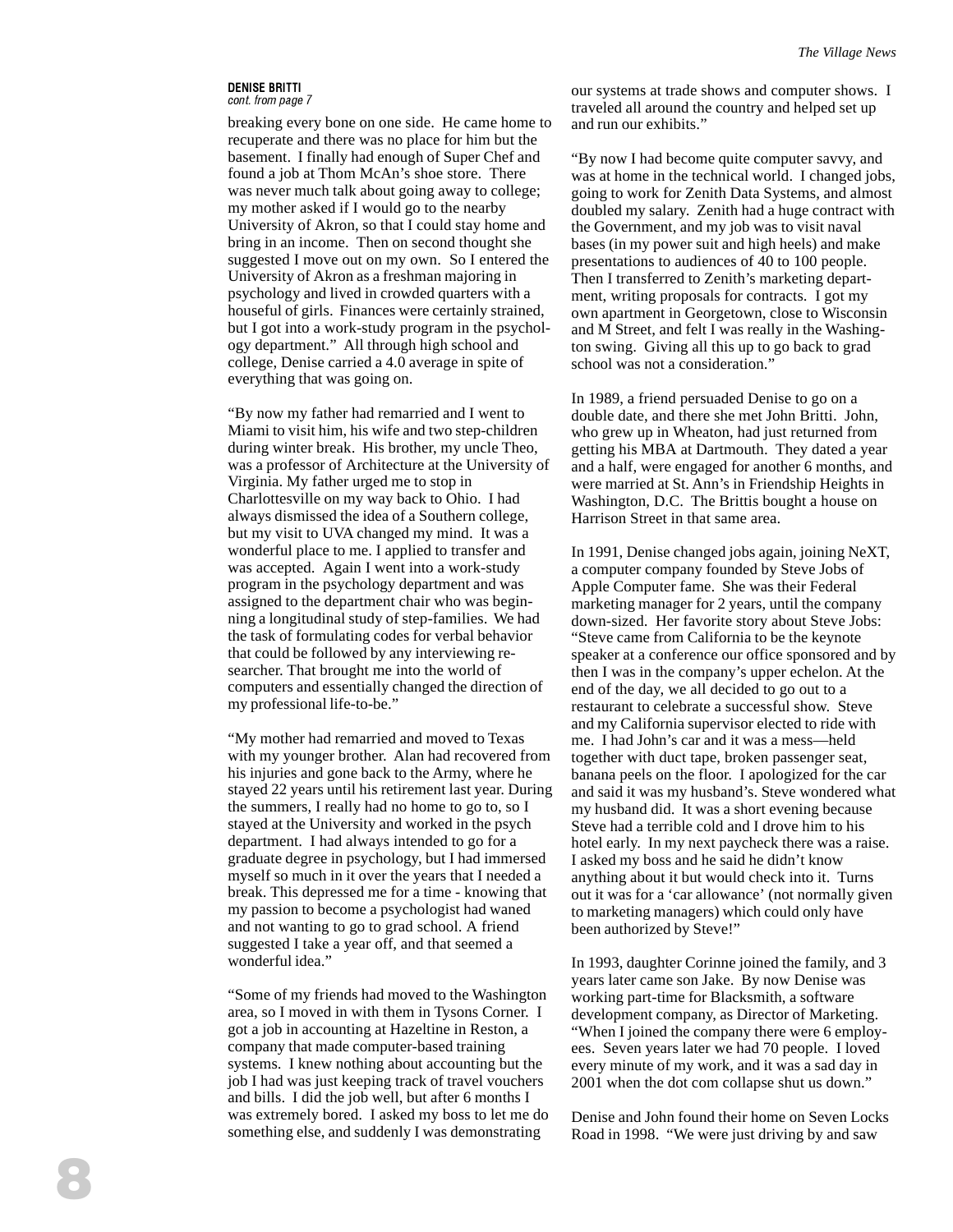**DENISE BRITTI**
*cont. from page 7*

breaking every bone on one side. He came home to recuperate and there was no place for him but the basement. I finally had enough of Super Chef and found a job at Thom McAn's shoe store. There was never much talk about going away to college; my mother asked if I would go to the nearby University of Akron, so that I could stay home and bring in an income. Then on second thought she suggested I move out on my own. So I entered the University of Akron as a freshman majoring in psychology and lived in crowded quarters with a houseful of girls. Finances were certainly strained, but I got into a work-study program in the psychology department." All through high school and college, Denise carried a 4.0 average in spite of everything that was going on.

"By now my father had remarried and I went to Miami to visit him, his wife and two step-children during winter break. His brother, my uncle Theo, was a professor of Architecture at the University of Virginia. My father urged me to stop in Charlottesville on my way back to Ohio. I had always dismissed the idea of a Southern college, but my visit to UVA changed my mind. It was a wonderful place to me. I applied to transfer and was accepted. Again I went into a work-study program in the psychology department and was assigned to the department chair who was beginning a longitudinal study of step-families. We had the task of formulating codes for verbal behavior that could be followed by any interviewing researcher. That brought me into the world of computers and essentially changed the direction of my professional life-to-be."

"My mother had remarried and moved to Texas with my younger brother. Alan had recovered from his injuries and gone back to the Army, where he stayed 22 years until his retirement last year. During the summers, I really had no home to go to, so I stayed at the University and worked in the psych department. I had always intended to go for a graduate degree in psychology, but I had immersed myself so much in it over the years that I needed a break. This depressed me for a time - knowing that my passion to become a psychologist had waned and not wanting to go to grad school. A friend suggested I take a year off, and that seemed a wonderful idea."

"Some of my friends had moved to the Washington area, so I moved in with them in Tysons Corner. I got a job in accounting at Hazeltine in Reston, a company that made computer-based training systems. I knew nothing about accounting but the job I had was just keeping track of travel vouchers and bills. I did the job well, but after 6 months I was extremely bored. I asked my boss to let me do something else, and suddenly I was demonstrating our systems at trade shows and computer shows. I traveled all around the country and helped set up and run our exhibits."

"By now I had become quite computer savvy, and was at home in the technical world. I changed jobs, going to work for Zenith Data Systems, and almost doubled my salary. Zenith had a huge contract with the Government, and my job was to visit naval bases (in my power suit and high heels) and make presentations to audiences of 40 to 100 people. Then I transferred to Zenith's marketing department, writing proposals for contracts. I got my own apartment in Georgetown, close to Wisconsin and M Street, and felt I was really in the Washington swing. Giving all this up to go back to grad school was not a consideration."

In 1989, a friend persuaded Denise to go on a double date, and there she met John Britti. John, who grew up in Wheaton, had just returned from getting his MBA at Dartmouth. They dated a year and a half, were engaged for another 6 months, and were married at St. Ann's in Friendship Heights in Washington, D.C. The Brittis bought a house on Harrison Street in that same area.

In 1991, Denise changed jobs again, joining NeXT, a computer company founded by Steve Jobs of Apple Computer fame. She was their Federal marketing manager for 2 years, until the company down-sized. Her favorite story about Steve Jobs: "Steve came from California to be the keynote speaker at a conference our office sponsored and by then I was in the company's upper echelon. At the end of the day, we all decided to go out to a restaurant to celebrate a successful show. Steve and my California supervisor elected to ride with me. I had John's car and it was a mess—held together with duct tape, broken passenger seat, banana peels on the floor. I apologized for the car and said it was my husband's. Steve wondered what my husband did. It was a short evening because Steve had a terrible cold and I drove him to his hotel early. In my next paycheck there was a raise. I asked my boss and he said he didn't know anything about it but would check into it. Turns out it was for a 'car allowance' (not normally given to marketing managers) which could only have been authorized by Steve!"

In 1993, daughter Corinne joined the family, and 3 years later came son Jake. By now Denise was working part-time for Blacksmith, a software development company, as Director of Marketing. "When I joined the company there were 6 employees. Seven years later we had 70 people. I loved every minute of my work, and it was a sad day in 2001 when the dot com collapse shut us down."

Denise and John found their home on Seven Locks Road in 1998. "We were just driving by and saw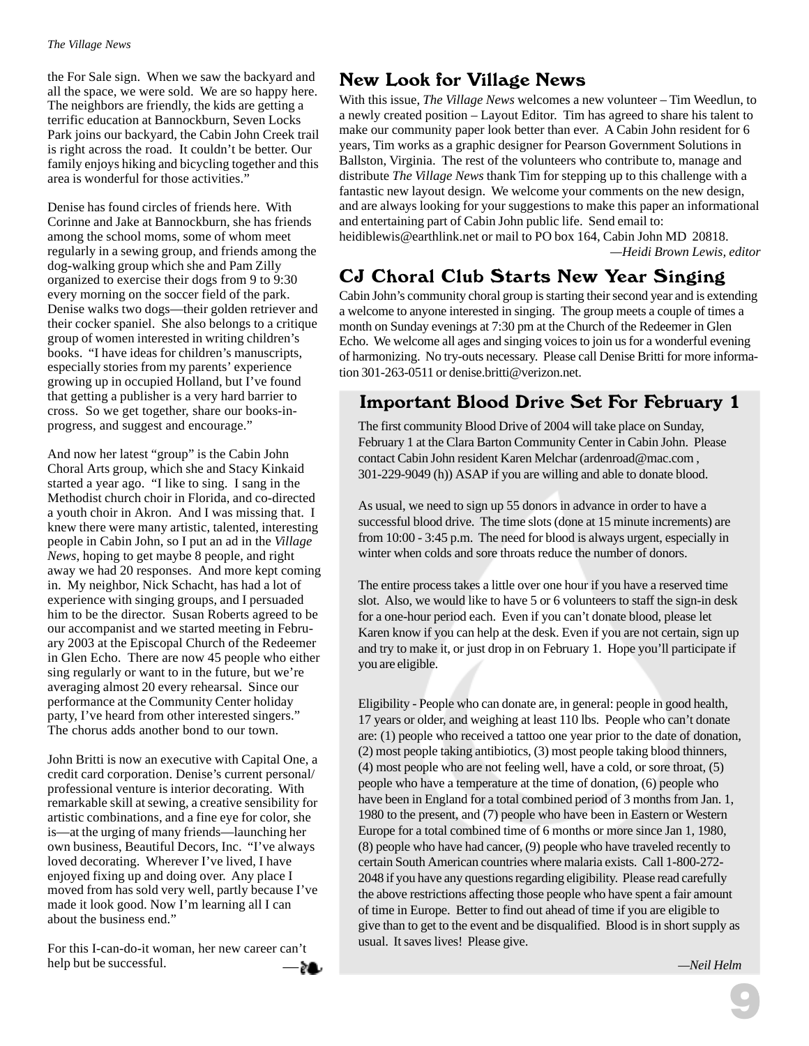the For Sale sign. When we saw the backyard and all the space, we were sold. We are so happy here. The neighbors are friendly, the kids are getting a terrific education at Bannockburn, Seven Locks Park joins our backyard, the Cabin John Creek trail is right across the road. It couldn't be better. Our family enjoys hiking and bicycling together and this area is wonderful for those activities."

Denise has found circles of friends here. With Corinne and Jake at Bannockburn, she has friends among the school moms, some of whom meet regularly in a sewing group, and friends among the dog-walking group which she and Pam Zilly organized to exercise their dogs from 9 to 9:30 every morning on the soccer field of the park. Denise walks two dogs—their golden retriever and their cocker spaniel. She also belongs to a critique group of women interested in writing children's books. "I have ideas for children's manuscripts, especially stories from my parents' experience growing up in occupied Holland, but I've found that getting a publisher is a very hard barrier to cross. So we get together, share our books-in-progress, and suggest and encourage."

And now her latest "group" is the Cabin John Choral Arts group, which she and Stacy Kinkaid started a year ago. "I like to sing. I sang in the Methodist church choir in Florida, and co-directed a youth choir in Akron. And I was missing that. I knew there were many artistic, talented, interesting people in Cabin John, so I put an ad in the *Village News*, hoping to get maybe 8 people, and right away we had 20 responses. And more kept coming in. My neighbor, Nick Schacht, has had a lot of experience with singing groups, and I persuaded him to be the director. Susan Roberts agreed to be our accompanist and we started meeting in February 2003 at the Episcopal Church of the Redeemer in Glen Echo. There are now 45 people who either sing regularly or want to in the future, but we're averaging almost 20 every rehearsal. Since our performance at the Community Center holiday party, I've heard from other interested singers." The chorus adds another bond to our town.

John Britti is now an executive with Capital One, a credit card corporation. Denise's current personal/professional venture is interior decorating. With remarkable skill at sewing, a creative sensibility for artistic combinations, and a fine eye for color, she is—at the urging of many friends—launching her own business, Beautiful Decors, Inc. "I've always loved decorating. Wherever I've lived, I have enjoyed fixing up and doing over. Any place I moved from has sold very well, partly because I've made it look good. Now I'm learning all I can about the business end."

For this I-can-do-it woman, her new career can't help but be successful. —

## New Look for Village News

With this issue, *The Village News* welcomes a new volunteer – Tim Weedlun, to a newly created position – Layout Editor. Tim has agreed to share his talent to make our community paper look better than ever. A Cabin John resident for 6 years, Tim works as a graphic designer for Pearson Government Solutions in Ballston, Virginia. The rest of the volunteers who contribute to, manage and distribute *The Village News* thank Tim for stepping up to this challenge with a fantastic new layout design. We welcome your comments on the new design, and are always looking for your suggestions to make this paper an informational and entertaining part of Cabin John public life. Send email to: heidiblewis@earthlink.net or mail to PO box 164, Cabin John MD 20818.

*—Heidi Brown Lewis, editor*

## CJ Choral Club Starts New Year Singing

Cabin John's community choral group is starting their second year and is extending a welcome to anyone interested in singing. The group meets a couple of times a month on Sunday evenings at 7:30 pm at the Church of the Redeemer in Glen Echo. We welcome all ages and singing voices to join us for a wonderful evening of harmonizing. No try-outs necessary. Please call Denise Britti for more information 301-263-0511 or denise.britti@verizon.net.

## Important Blood Drive Set For February 1

The first community Blood Drive of 2004 will take place on Sunday, February 1 at the Clara Barton Community Center in Cabin John. Please contact Cabin John resident Karen Melchar (ardenroad@mac.com , 301-229-9049 (h)) ASAP if you are willing and able to donate blood.

As usual, we need to sign up 55 donors in advance in order to have a successful blood drive. The time slots (done at 15 minute increments) are from 10:00 - 3:45 p.m. The need for blood is always urgent, especially in winter when colds and sore throats reduce the number of donors.

The entire process takes a little over one hour if you have a reserved time slot. Also, we would like to have 5 or 6 volunteers to staff the sign-in desk for a one-hour period each. Even if you can't donate blood, please let Karen know if you can help at the desk. Even if you are not certain, sign up and try to make it, or just drop in on February 1. Hope you'll participate if you are eligible.

Eligibility - People who can donate are, in general: people in good health, 17 years or older, and weighing at least 110 lbs. People who can't donate are: (1) people who received a tattoo one year prior to the date of donation, (2) most people taking antibiotics, (3) most people taking blood thinners, (4) most people who are not feeling well, have a cold, or sore throat, (5) people who have a temperature at the time of donation, (6) people who have been in England for a total combined period of 3 months from Jan. 1, 1980 to the present, and (7) people who have been in Eastern or Western Europe for a total combined time of 6 months or more since Jan 1, 1980, (8) people who have had cancer, (9) people who have traveled recently to certain South American countries where malaria exists. Call 1-800-272-2048 if you have any questions regarding eligibility. Please read carefully the above restrictions affecting those people who have spent a fair amount of time in Europe. Better to find out ahead of time if you are eligible to give than to get to the event and be disqualified. Blood is in short supply as usual. It saves lives! Please give.

*—Neil Helm*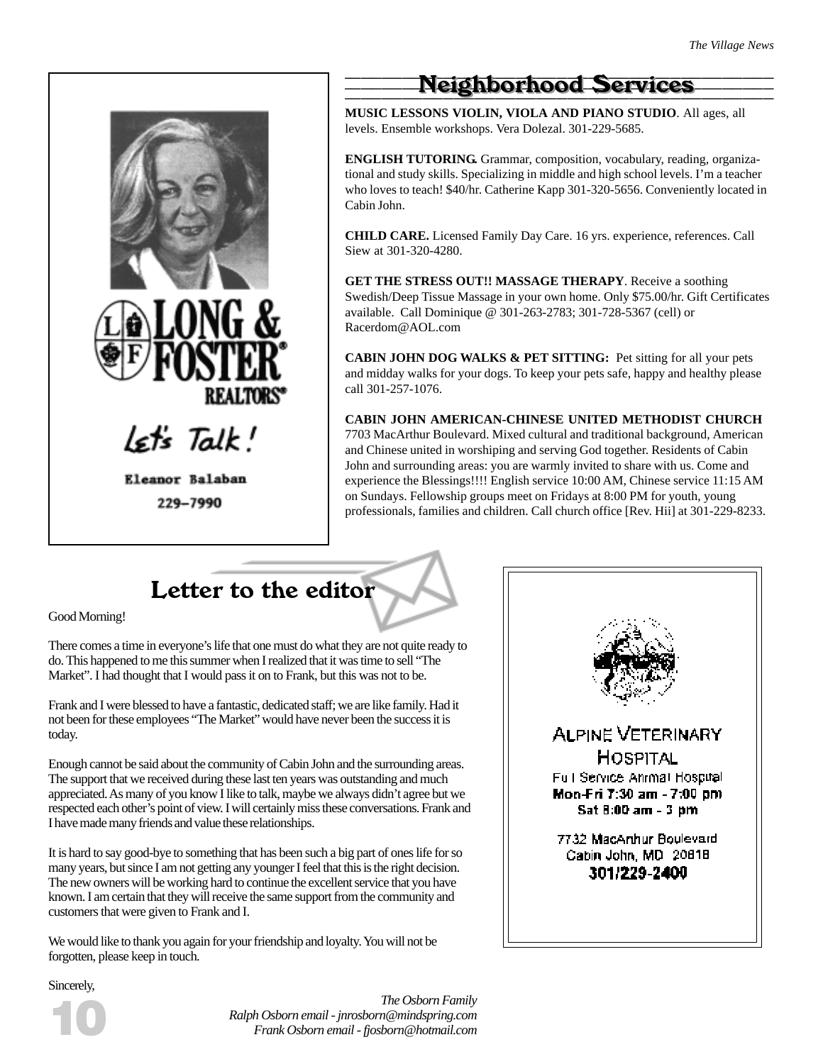LONG & FOSTER REALTORS®

Let's Talk!

Eleanor Balaban

229–7990

## Neighborhood Services

**MUSIC LESSONS VIOLIN, VIOLA AND PIANO STUDIO**. All ages, all levels. Ensemble workshops. Vera Dolezal. 301-229-5685.

**ENGLISH TUTORING.** Grammar, composition, vocabulary, reading, organizational and study skills. Specializing in middle and high school levels. I'm a teacher who loves to teach! $40/hr. Catherine Kapp 301-320-5656. Conveniently located in Cabin John.

**CHILD CARE.** Licensed Family Day Care. 16 yrs. experience, references. Call Siew at 301-320-4280.

**GET THE STRESS OUT!! MASSAGE THERAPY**. Receive a soothing Swedish/Deep Tissue Massage in your own home. Only $75.00/hr. Gift Certificates available. Call Dominique @ 301-263-2783; 301-728-5367 (cell) or Racerdom@AOL.com

**CABIN JOHN DOG WALKS & PET SITTING:** Pet sitting for all your pets and midday walks for your dogs. To keep your pets safe, happy and healthy please call 301-257-1076.

**CABIN JOHN AMERICAN-CHINESE UNITED METHODIST CHURCH** 7703 MacArthur Boulevard. Mixed cultural and traditional background, American and Chinese united in worshiping and serving God together. Residents of Cabin John and surrounding areas: you are warmly invited to share with us. Come and experience the Blessings!!!! English service 10:00 AM, Chinese service 11:15 AM on Sundays. Fellowship groups meet on Fridays at 8:00 PM for youth, young professionals, families and children. Call church office [Rev. Hii] at 301-229-8233.

## Letter to the editor

Good Morning!

There comes a time in everyone's life that one must do what they are not quite ready to do. This happened to me this summer when I realized that it was time to sell "The Market". I had thought that I would pass it on to Frank, but this was not to be.

Frank and I were blessed to have a fantastic, dedicated staff; we are like family. Had it not been for these employees "The Market" would have never been the success it is today.

Enough cannot be said about the community of Cabin John and the surrounding areas. The support that we received during these last ten years was outstanding and much appreciated. As many of you know I like to talk, maybe we always didn't agree but we respected each other's point of view. I will certainly miss these conversations. Frank and I have made many friends and value these relationships.

It is hard to say good-bye to something that has been such a big part of ones life for so many years, but since I am not getting any younger I feel that this is the right decision. The new owners will be working hard to continue the excellent service that you have known. I am certain that they will receive the same support from the community and customers that were given to Frank and I.

We would like to thank you again for your friendship and loyalty. You will not be forgotten, please keep in touch.

Sincerely,

*The Osborn Family*
*Ralph Osborn email - jnrosborn@mindspring.com*
*Frank Osborn email - fjosborn@hotmail.com*

ALPINE VETERINARY HOSPITAL

Full Service Animal Hospital

**Mon-Fri 7:30 am - 7:00 pm**

**Sat 8:00 am - 3 pm**

7732 MacArthur Boulevard
Cabin John, MD 20818

**301/229-2400**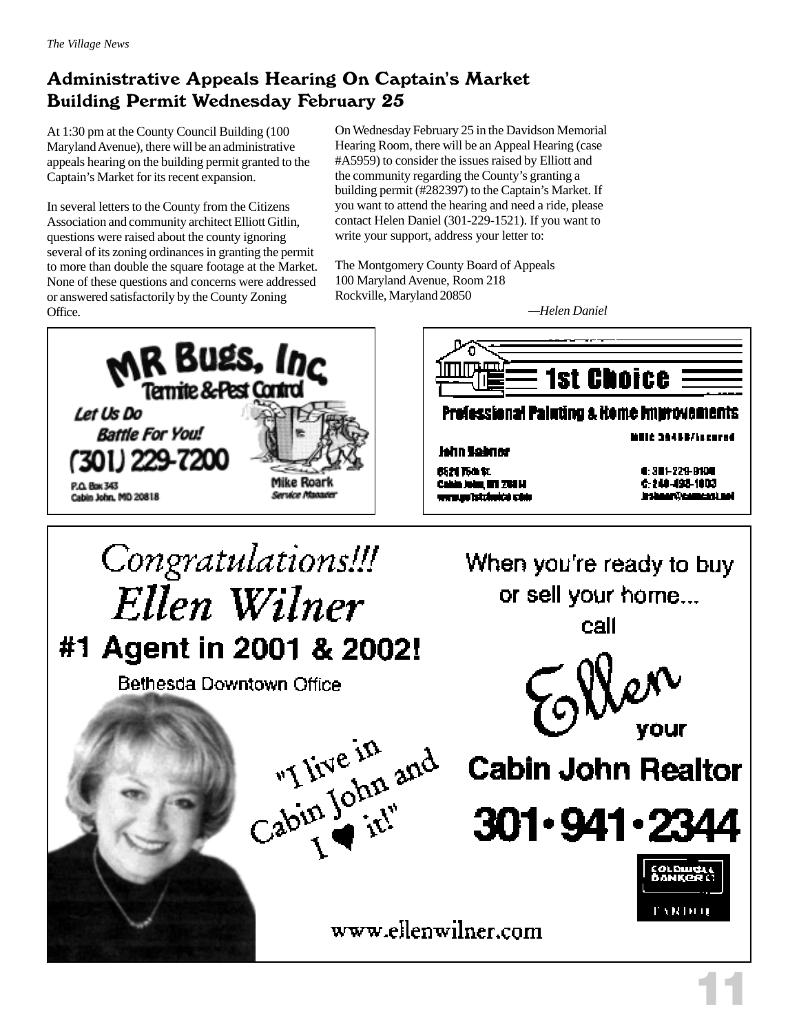## Administrative Appeals Hearing On Captain's Market Building Permit Wednesday February 25

At 1:30 pm at the County Council Building (100 Maryland Avenue), there will be an administrative appeals hearing on the building permit granted to the Captain's Market for its recent expansion.

In several letters to the County from the Citizens Association and community architect Elliott Gitlin, questions were raised about the county ignoring several of its zoning ordinances in granting the permit to more than double the square footage at the Market. None of these questions and concerns were addressed or answered satisfactorily by the County Zoning Office.

On Wednesday February 25 in the Davidson Memorial Hearing Room, there will be an Appeal Hearing (case #A5959) to consider the issues raised by Elliott and the community regarding the County's granting a building permit (#282397) to the Captain's Market. If you want to attend the hearing and need a ride, please contact Helen Daniel (301-229-1521). If you want to write your support, address your letter to:

The Montgomery County Board of Appeals
100 Maryland Avenue, Room 218
Rockville, Maryland 20850

*—Helen Daniel*

---

**MR Bugs, Inc**
Termite & Pest Control

*Let Us Do Battle For You!*

(301) 229-7200

P.O. Box 343
Cabin John, MD 20818

Mike Roark
*Service Manager*

---

**1st Choice**
Professional Painting & Home Improvements

MHIC 39458/Insured

John Sabmer

6521 75th St.
Cabin John, MD 20818
www.go1stchoice.com

O: 301-229-9106
C: 240-498-1003
jrsbmer@comcast.net

---

*Congratulations!!!*
*Ellen Wilner*
**#1 Agent in 2001 & 2002!**
Bethesda Downtown Office

"I live in Cabin John and I ♥ it!"

When you're ready to buy or sell your home... call

Ellen your

**Cabin John Realtor**

**301•941•2344**

Coldwell Banker

www.ellenwilner.com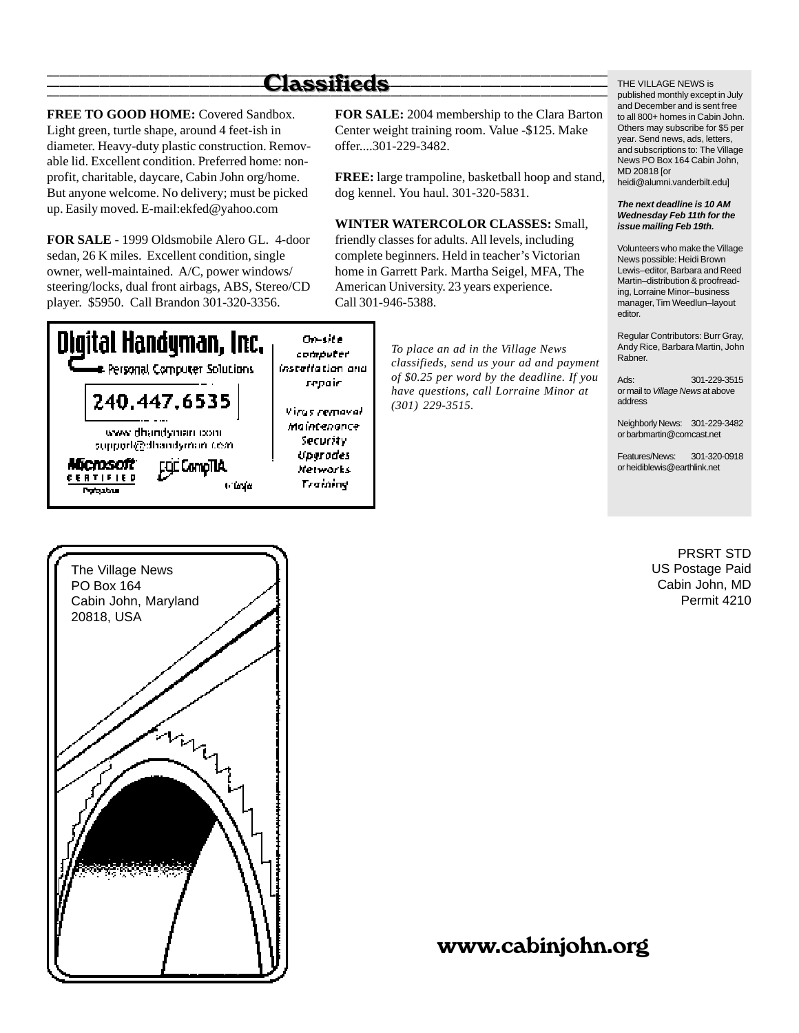## Classifieds

**FREE TO GOOD HOME:** Covered Sandbox. Light green, turtle shape, around 4 feet-ish in diameter. Heavy-duty plastic construction. Removable lid. Excellent condition. Preferred home: non-profit, charitable, daycare, Cabin John org/home. But anyone welcome. No delivery; must be picked up. Easily moved. E-mail:ekfed@yahoo.com

**FOR SALE** - 1999 Oldsmobile Alero GL. 4-door sedan, 26 K miles. Excellent condition, single owner, well-maintained. A/C, power windows/ steering/locks, dual front airbags, ABS, Stereo/CD player. $5950. Call Brandon 301-320-3356.

**FOR SALE:** 2004 membership to the Clara Barton Center weight training room. Value -$125. Make offer....301-229-3482.

**FREE:** large trampoline, basketball hoop and stand, dog kennel. You haul. 301-320-5831.

**WINTER WATERCOLOR CLASSES:** Small, friendly classes for adults. All levels, including complete beginners. Held in teacher's Victorian home in Garrett Park. Martha Seigel, MFA, The American University. 23 years experience. Call 301-946-5388.

**Digital Handyman, Inc.**
Personal Computer Solutions
240.447.6535
www.dhandyman.com
support@dhandyman.com
Microsoft Certified Professional
CompTIA
On-site computer installation and repair
Virus removal
Maintenance
Security
Upgrades
Networks
Training

*To place an ad in the Village News classifieds, send us your ad and payment of $0.25 per word by the deadline. If you have questions, call Lorraine Minor at (301) 229-3515.*

THE VILLAGE NEWS is published monthly except in July and December and is sent free to all 800+ homes in Cabin John. Others may subscribe for $5 per year. Send news, ads, letters, and subscriptions to: The Village News PO Box 164 Cabin John, MD 20818 [or heidi@alumni.vanderbilt.edu]

***The next deadline is 10 AM Wednesday Feb 11th for the issue mailing Feb 19th.***

Volunteers who make the Village News possible: Heidi Brown Lewis–editor, Barbara and Reed Martin–distribution & proofreading, Lorraine Minor–business manager, Tim Weedlun–layout editor.

Regular Contributors: Burr Gray, Andy Rice, Barbara Martin, John Rabner.

Ads: 301-229-3515 or mail to *Village News* at above address

Neighborly News: 301-229-3482 or barbmartin@comcast.net

Features/News: 301-320-0918 or heidiblewis@earthlink.net

The Village News
PO Box 164
Cabin John, Maryland
20818, USA

PRSRT STD
US Postage Paid
Cabin John, MD
Permit 4210

**www.cabinjohn.org**